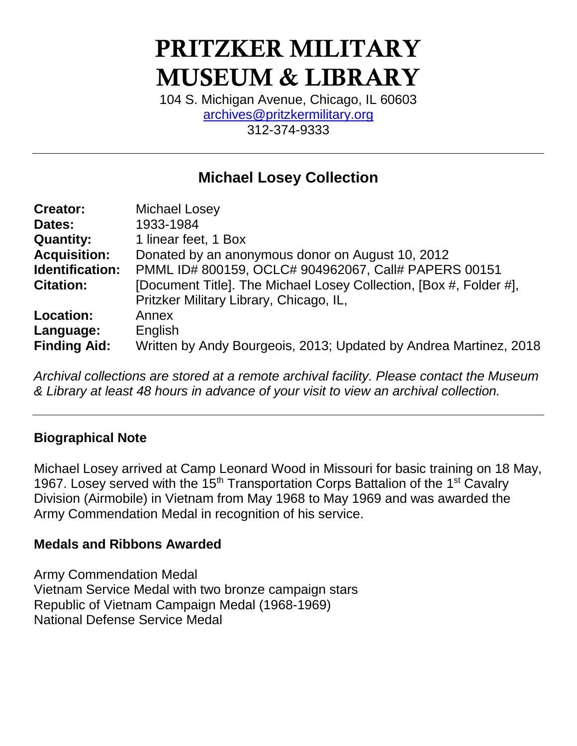# PRITZKER MILITARY MUSEUM & LIBRARY

104 S. Michigan Avenue, Chicago, IL 60603
archives@pritzkermilitary.org
312-374-9333

---

## Michael Losey Collection

| | |
|---|---|
| **Creator:** | Michael Losey |
| **Dates:** | 1933-1984 |
| **Quantity:** | 1 linear feet, 1 Box |
| **Acquisition:** | Donated by an anonymous donor on August 10, 2012 |
| **Identification:** | PMML ID# 800159, OCLC# 904962067, Call# PAPERS 00151 |
| **Citation:** | [Document Title]. The Michael Losey Collection, [Box #, Folder #], Pritzker Military Library, Chicago, IL, |
| **Location:** | Annex |
| **Language:** | English |
| **Finding Aid:** | Written by Andy Bourgeois, 2013; Updated by Andrea Martinez, 2018 |

*Archival collections are stored at a remote archival facility. Please contact the Museum & Library at least 48 hours in advance of your visit to view an archival collection.*

---

### Biographical Note

Michael Losey arrived at Camp Leonard Wood in Missouri for basic training on 18 May, 1967. Losey served with the 15th Transportation Corps Battalion of the 1st Cavalry Division (Airmobile) in Vietnam from May 1968 to May 1969 and was awarded the Army Commendation Medal in recognition of his service.

### Medals and Ribbons Awarded

Army Commendation Medal
Vietnam Service Medal with two bronze campaign stars
Republic of Vietnam Campaign Medal (1968-1969)
National Defense Service Medal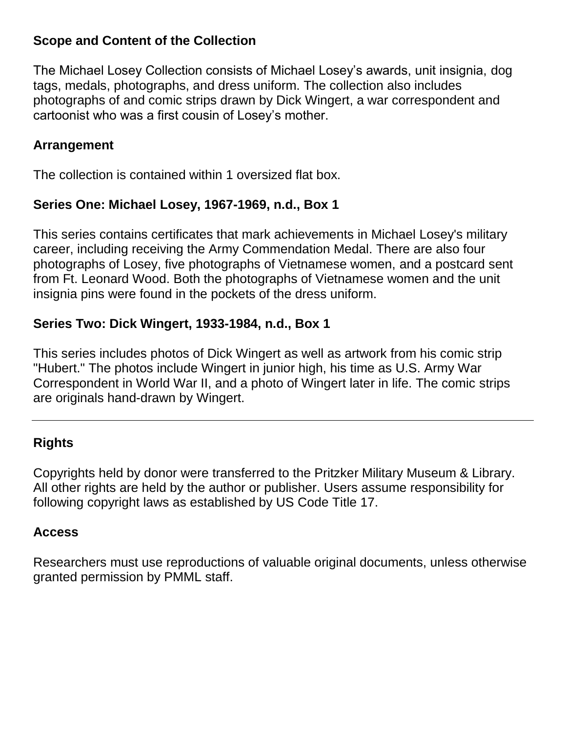## Scope and Content of the Collection

The Michael Losey Collection consists of Michael Losey's awards, unit insignia, dog tags, medals, photographs, and dress uniform. The collection also includes photographs of and comic strips drawn by Dick Wingert, a war correspondent and cartoonist who was a first cousin of Losey's mother.

## Arrangement

The collection is contained within 1 oversized flat box.

### Series One: Michael Losey, 1967-1969, n.d., Box 1

This series contains certificates that mark achievements in Michael Losey's military career, including receiving the Army Commendation Medal. There are also four photographs of Losey, five photographs of Vietnamese women, and a postcard sent from Ft. Leonard Wood. Both the photographs of Vietnamese women and the unit insignia pins were found in the pockets of the dress uniform.

### Series Two: Dick Wingert, 1933-1984, n.d., Box 1

This series includes photos of Dick Wingert as well as artwork from his comic strip "Hubert." The photos include Wingert in junior high, his time as U.S. Army War Correspondent in World War II, and a photo of Wingert later in life. The comic strips are originals hand-drawn by Wingert.

---

## Rights

Copyrights held by donor were transferred to the Pritzker Military Museum & Library. All other rights are held by the author or publisher. Users assume responsibility for following copyright laws as established by US Code Title 17.

## Access

Researchers must use reproductions of valuable original documents, unless otherwise granted permission by PMML staff.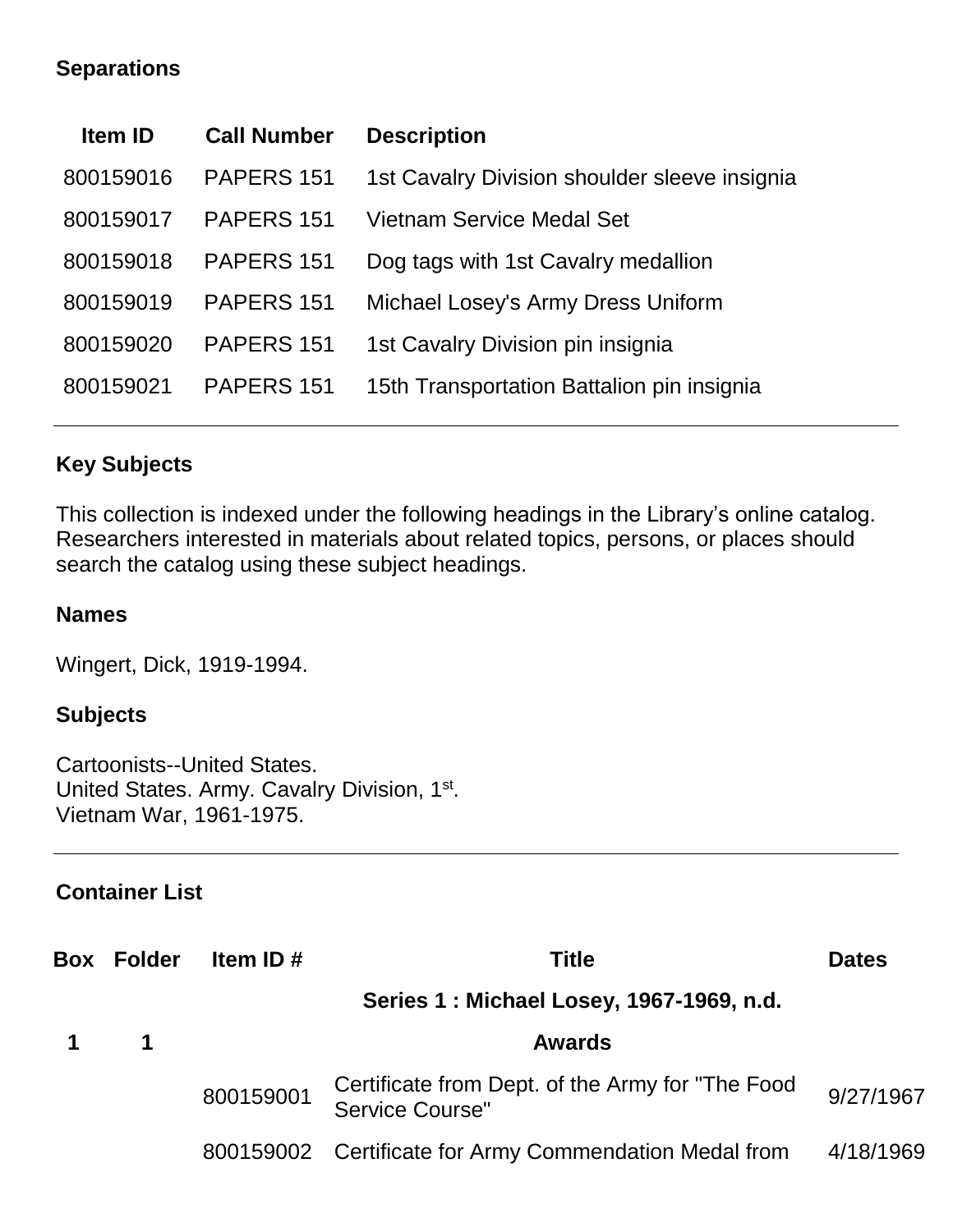## Separations

| Item ID | Call Number | Description |
| --- | --- | --- |
| 800159016 | PAPERS 151 | 1st Cavalry Division shoulder sleeve insignia |
| 800159017 | PAPERS 151 | Vietnam Service Medal Set |
| 800159018 | PAPERS 151 | Dog tags with 1st Cavalry medallion |
| 800159019 | PAPERS 151 | Michael Losey's Army Dress Uniform |
| 800159020 | PAPERS 151 | 1st Cavalry Division pin insignia |
| 800159021 | PAPERS 151 | 15th Transportation Battalion pin insignia |

---

## Key Subjects

This collection is indexed under the following headings in the Library's online catalog. Researchers interested in materials about related topics, persons, or places should search the catalog using these subject headings.

### Names

Wingert, Dick, 1919-1994.

### Subjects

Cartoonists--United States.
United States. Army. Cavalry Division, 1st.
Vietnam War, 1961-1975.

---

## Container List

| Box | Folder | Item ID # | Title | Dates |
| --- | --- | --- | --- | --- |
| | | | **Series 1 : Michael Losey, 1967-1969, n.d.** | |
| **1** | **1** | | **Awards** | |
| | | 800159001 | Certificate from Dept. of the Army for "The Food Service Course" | 9/27/1967 |
| | | 800159002 | Certificate for Army Commendation Medal from | 4/18/1969 |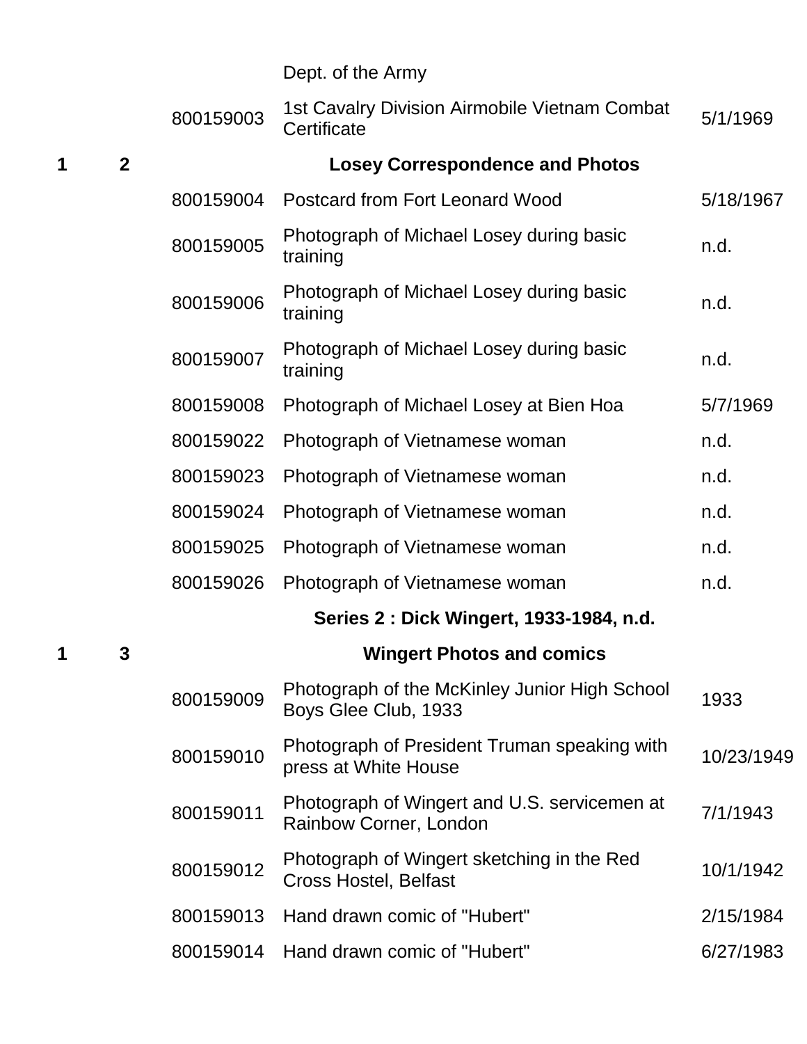| | | | | |
|---|---|---|---|---|
| | | | Dept. of the Army | |
| | | 800159003 | 1st Cavalry Division Airmobile Vietnam Combat Certificate | 5/1/1969 |
| **1** | **2** | | **Losey Correspondence and Photos** | |
| | | 800159004 | Postcard from Fort Leonard Wood | 5/18/1967 |
| | | 800159005 | Photograph of Michael Losey during basic training | n.d. |
| | | 800159006 | Photograph of Michael Losey during basic training | n.d. |
| | | 800159007 | Photograph of Michael Losey during basic training | n.d. |
| | | 800159008 | Photograph of Michael Losey at Bien Hoa | 5/7/1969 |
| | | 800159022 | Photograph of Vietnamese woman | n.d. |
| | | 800159023 | Photograph of Vietnamese woman | n.d. |
| | | 800159024 | Photograph of Vietnamese woman | n.d. |
| | | 800159025 | Photograph of Vietnamese woman | n.d. |
| | | 800159026 | Photograph of Vietnamese woman | n.d. |
| | | | **Series 2 : Dick Wingert, 1933-1984, n.d.** | |
| **1** | **3** | | **Wingert Photos and comics** | |
| | | 800159009 | Photograph of the McKinley Junior High School Boys Glee Club, 1933 | 1933 |
| | | 800159010 | Photograph of President Truman speaking with press at White House | 10/23/1949 |
| | | 800159011 | Photograph of Wingert and U.S. servicemen at Rainbow Corner, London | 7/1/1943 |
| | | 800159012 | Photograph of Wingert sketching in the Red Cross Hostel, Belfast | 10/1/1942 |
| | | 800159013 | Hand drawn comic of "Hubert" | 2/15/1984 |
| | | 800159014 | Hand drawn comic of "Hubert" | 6/27/1983 |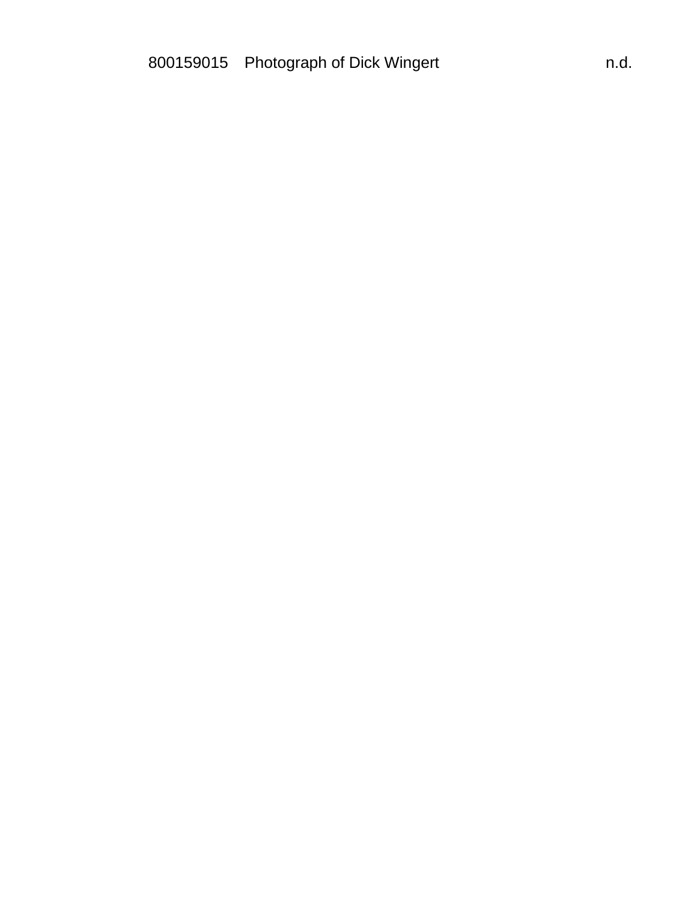| | | |
|---|---|---|
| 800159015 | Photograph of Dick Wingert | n.d. |